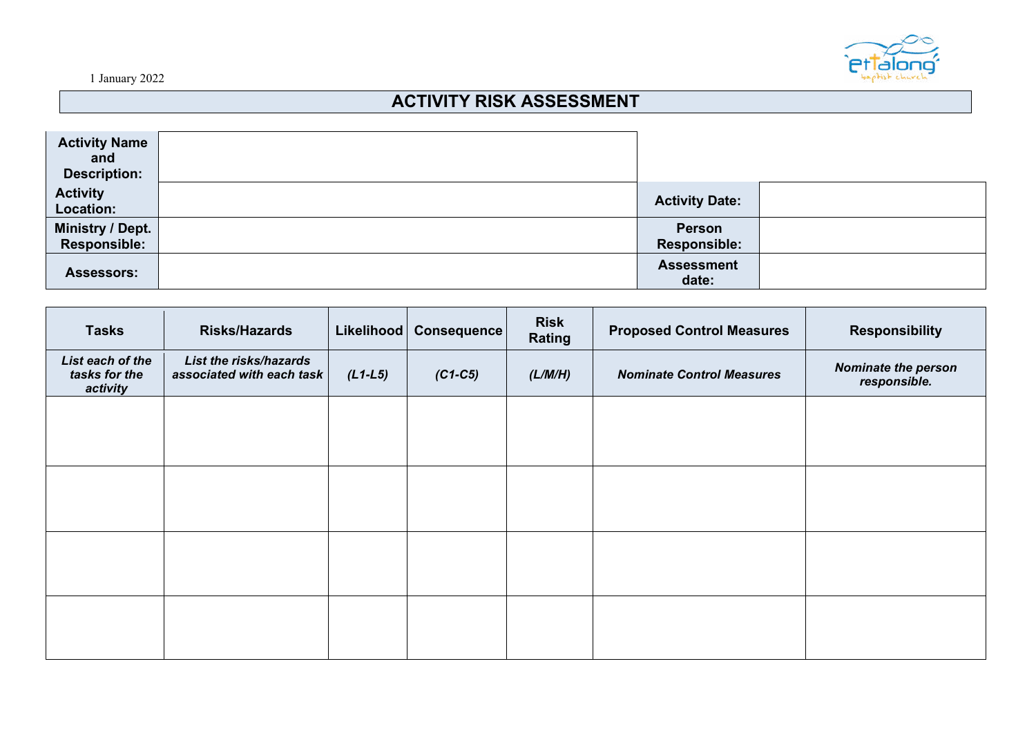1 January 2022

# ACTIVITY RISK ASSESSMENT

| | | | |
|---|---|---|---|
| **Activity Name and Description:** | | | |
| **Activity Location:** | | **Activity Date:** | |
| **Ministry / Dept. Responsible:** | | **Person Responsible:** | |
| **Assessors:** | | **Assessment date:** | |

| **Tasks** | **Risks/Hazards** | **Likelihood** | **Consequence** | **Risk Rating** | **Proposed Control Measures** | **Responsibility** |
|---|---|---|---|---|---|---|
| ***List each of the tasks for the activity*** | ***List the risks/hazards associated with each task*** | ***(L1-L5)*** | ***(C1-C5)*** | ***(L/M/H)*** | ***Nominate Control Measures*** | ***Nominate the person responsible.*** |
| | | | | | | |
| | | | | | | |
| | | | | | | |
| | | | | | | |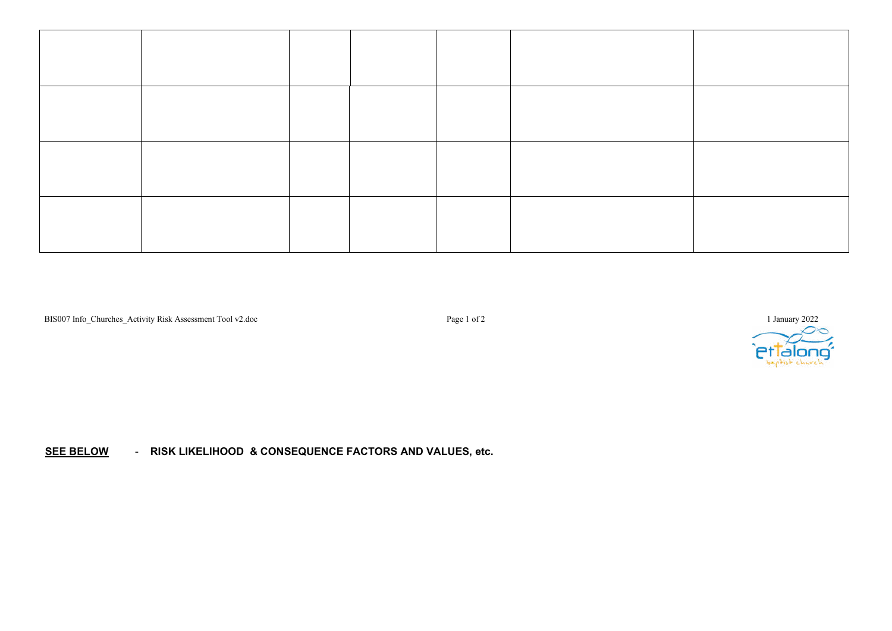| | | | | | | |
|---|---|---|---|---|---|---|
| | | | | | | |
| | | | | | | |
| | | | | | | |
| | | | | | | |

**<u>SEE BELOW</u>** - **RISK LIKELIHOOD & CONSEQUENCE FACTORS AND VALUES, etc.**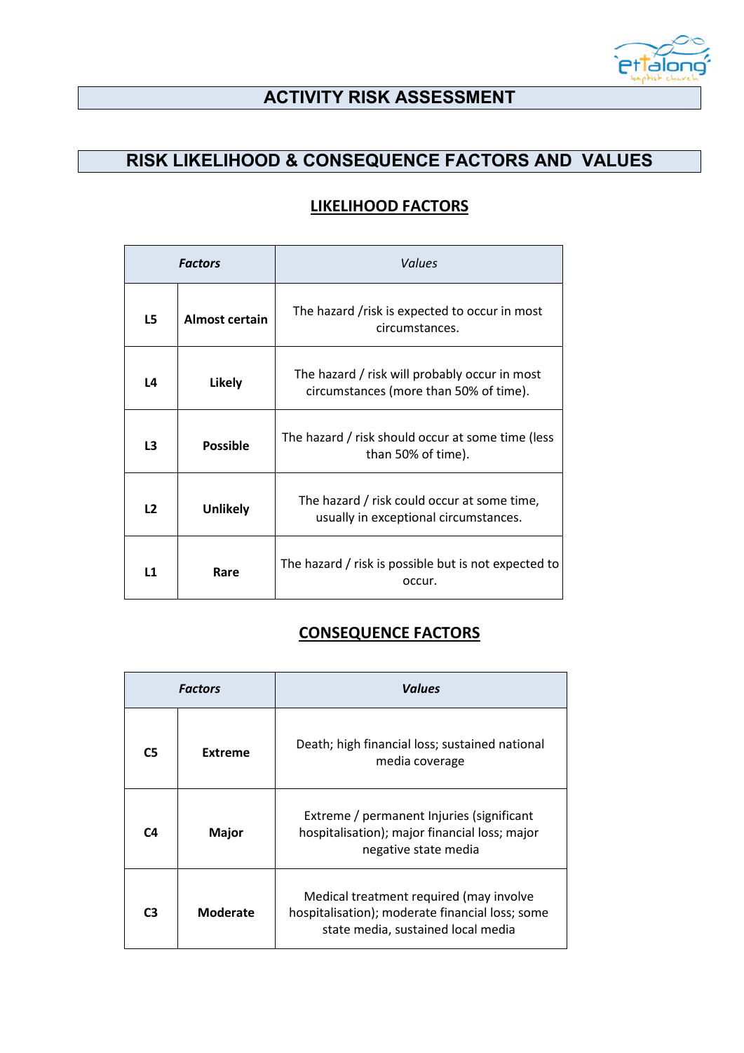# ACTIVITY RISK ASSESSMENT

## RISK LIKELIHOOD & CONSEQUENCE FACTORS AND VALUES

### LIKELIHOOD FACTORS

| *Factors* | | *Values* |
|---|---|---|
| **L5** | **Almost certain** | The hazard /risk is expected to occur in most circumstances. |
| **L4** | **Likely** | The hazard / risk will probably occur in most circumstances (more than 50% of time). |
| **L3** | **Possible** | The hazard / risk should occur at some time (less than 50% of time). |
| **L2** | **Unlikely** | The hazard / risk could occur at some time, usually in exceptional circumstances. |
| **L1** | **Rare** | The hazard / risk is possible but is not expected to occur. |

### CONSEQUENCE FACTORS

| *Factors* | | ***Values*** |
|---|---|---|
| **C5** | **Extreme** | Death; high financial loss; sustained national media coverage |
| **C4** | **Major** | Extreme / permanent Injuries (significant hospitalisation); major financial loss; major negative state media |
| **C3** | **Moderate** | Medical treatment required (may involve hospitalisation); moderate financial loss; some state media, sustained local media |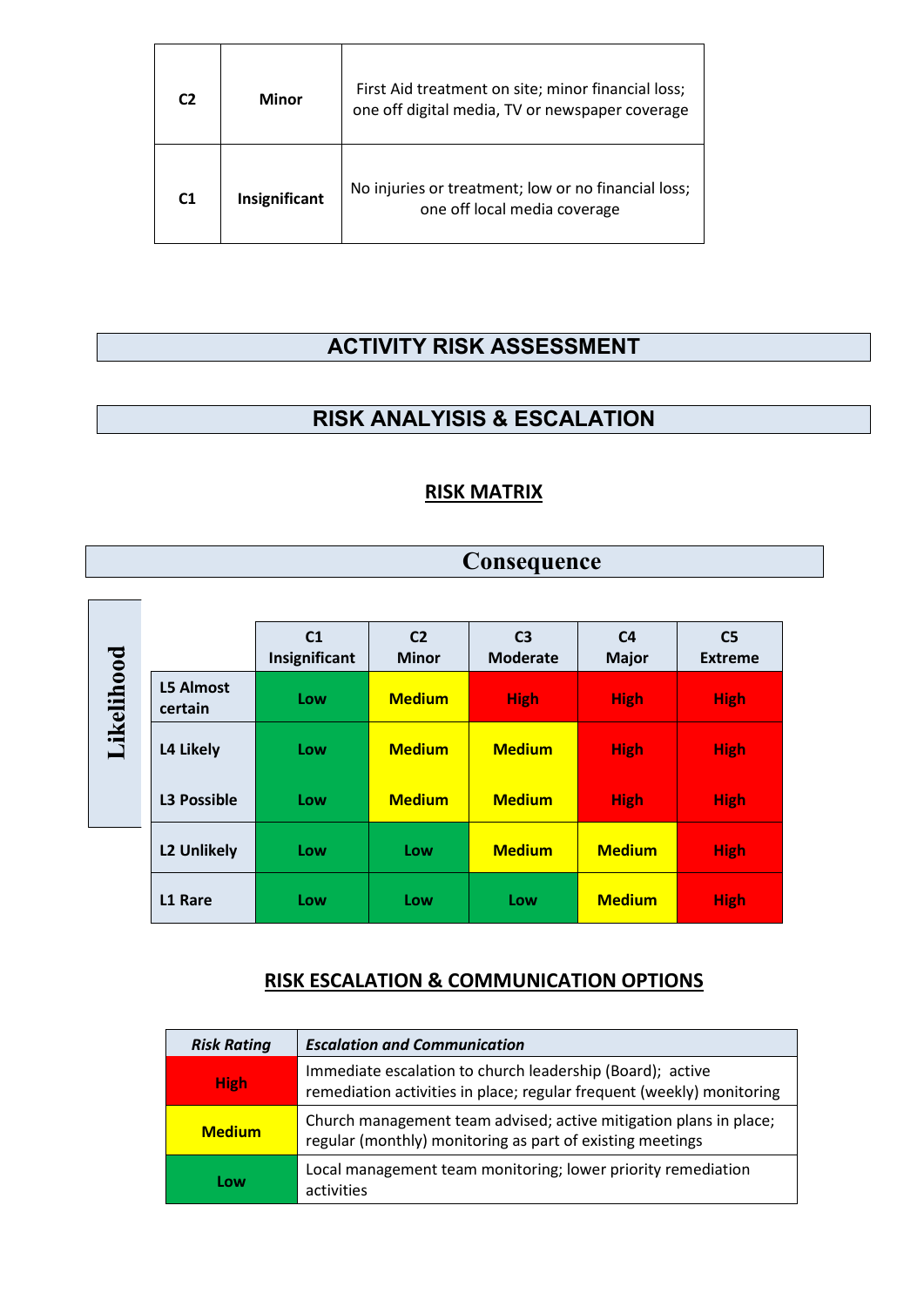| | | |
|---|---|---|
| **C2** | **Minor** | First Aid treatment on site; minor financial loss; one off digital media, TV or newspaper coverage |
| **C1** | **Insignificant** | No injuries or treatment; low or no financial loss; one off local media coverage |

# ACTIVITY RISK ASSESSMENT

## RISK ANALYISIS & ESCALATION

### RISK MATRIX

**Consequence**

**Likelihood**

| | C1 Insignificant | C2 Minor | C3 Moderate | C4 Major | C5 Extreme |
|---|---|---|---|---|---|
| **L5 Almost certain** | Low | Medium | High | High | High |
| **L4 Likely** | Low | Medium | Medium | High | High |
| **L3 Possible** | Low | Medium | Medium | High | High |
| **L2 Unlikely** | Low | Low | Medium | Medium | High |
| **L1 Rare** | Low | Low | Low | Medium | High |

### RISK ESCALATION & COMMUNICATION OPTIONS

| ***Risk Rating*** | ***Escalation and Communication*** |
|---|---|
| **High** | Immediate escalation to church leadership (Board); active remediation activities in place; regular frequent (weekly) monitoring |
| **Medium** | Church management team advised; active mitigation plans in place; regular (monthly) monitoring as part of existing meetings |
| **Low** | Local management team monitoring; lower priority remediation activities |